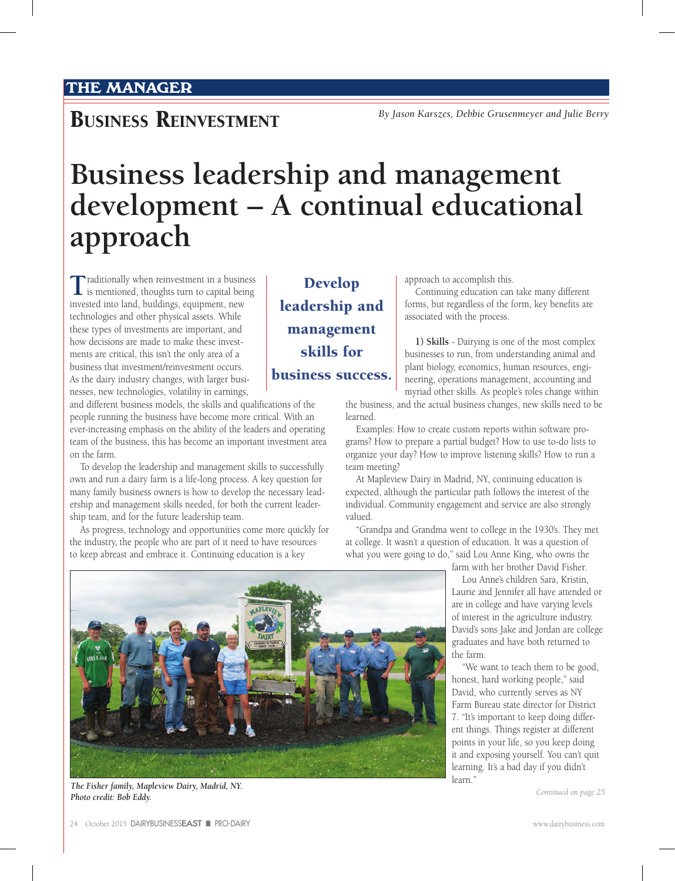THE MANAGER

## Business Reinvestment

*By Jason Karszes, Debbie Grusenmeyer and Julie Berry*

# Business leadership and management development – A continual educational approach

Traditionally when reinvestment in a business is mentioned, thoughts turn to capital being invested into land, buildings, equipment, new technologies and other physical assets. While these types of investments are important, and how decisions are made to make these investments are critical, this isn't the only area of a business that investment/reinvestment occurs. As the dairy industry changes, with larger businesses, new technologies, volatility in earnings, and different business models, the skills and qualifications of the people running the business have become more critical. With an ever-increasing emphasis on the ability of the leaders and operating team of the business, this has become an important investment area on the farm.

To develop the leadership and management skills to successfully own and run a dairy farm is a life-long process. A key question for many family business owners is how to develop the necessary leadership and management skills needed, for both the current leadership team, and for the future leadership team.

As progress, technology and opportunities come more quickly for the industry, the people who are part of it need to have resources to keep abreast and embrace it. Continuing education is a key approach to accomplish this.

**Develop leadership and management skills for business success.**

Continuing education can take many different forms, but regardless of the form, key benefits are associated with the process.

**1) Skills** - Dairying is one of the most complex businesses to run, from understanding animal and plant biology, economics, human resources, engineering, operations management, accounting and myriad other skills. As people's roles change within the business, and the actual business changes, new skills need to be learned.

Examples: How to create custom reports within software programs? How to prepare a partial budget? How to use to-do lists to organize your day? How to improve listening skills? How to run a team meeting?

At Mapleview Dairy in Madrid, NY, continuing education is expected, although the particular path follows the interest of the individual. Community engagement and service are also strongly valued.

"Grandpa and Grandma went to college in the 1930's. They met at college. It wasn't a question of education. It was a question of what you were going to do," said Lou Anne King, who owns the farm with her brother David Fisher.

Lou Anne's children Sara, Kristin, Laurie and Jennifer all have attended or are in college and have varying levels of interest in the agriculture industry. David's sons Jake and Jordan are college graduates and have both returned to the farm.

"We want to teach them to be good, honest, hard working people," said David, who currently serves as NY Farm Bureau state director for District 7. "It's important to keep doing different things. Things register at different points in your life, so you keep doing it and exposing yourself. You can't quit learning. It's a bad day if you didn't learn."

*The Fisher family, Mapleview Dairy, Madrid, NY. Photo credit: Bob Eddy.*

*Continued on page 25*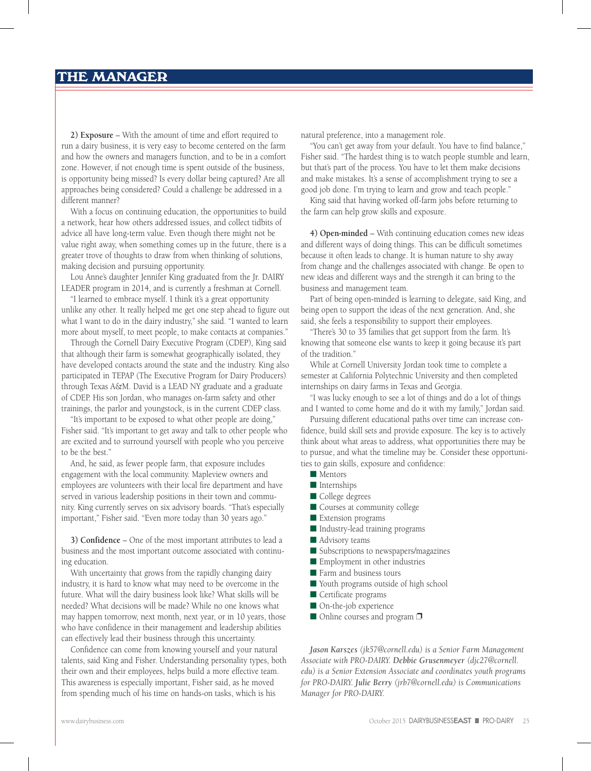**2) Exposure –** With the amount of time and effort required to run a dairy business, it is very easy to become centered on the farm and how the owners and managers function, and to be in a comfort zone. However, if not enough time is spent outside of the business, is opportunity being missed? Is every dollar being captured? Are all approaches being considered? Could a challenge be addressed in a different manner?

With a focus on continuing education, the opportunities to build a network, hear how others addressed issues, and collect tidbits of advice all have long-term value. Even though there might not be value right away, when something comes up in the future, there is a greater trove of thoughts to draw from when thinking of solutions, making decision and pursuing opportunity.

Lou Anne's daughter Jennifer King graduated from the Jr. DAIRY LEADER program in 2014, and is currently a freshman at Cornell.

"I learned to embrace myself. I think it's a great opportunity unlike any other. It really helped me get one step ahead to figure out what I want to do in the dairy industry," she said. "I wanted to learn more about myself, to meet people, to make contacts at companies."

Through the Cornell Dairy Executive Program (CDEP), King said that although their farm is somewhat geographically isolated, they have developed contacts around the state and the industry. King also participated in TEPAP (The Executive Program for Dairy Producers) through Texas A&M. David is a LEAD NY graduate and a graduate of CDEP. His son Jordan, who manages on-farm safety and other trainings, the parlor and youngstock, is in the current CDEP class.

"It's important to be exposed to what other people are doing," Fisher said. "It's important to get away and talk to other people who are excited and to surround yourself with people who you perceive to be the best."

And, he said, as fewer people farm, that exposure includes engagement with the local community. Mapleview owners and employees are volunteers with their local fire department and have served in various leadership positions in their town and community. King currently serves on six advisory boards. "That's especially important," Fisher said. "Even more today than 30 years ago."

**3) Confidence –** One of the most important attributes to lead a business and the most important outcome associated with continuing education.

With uncertainty that grows from the rapidly changing dairy industry, it is hard to know what may need to be overcome in the future. What will the dairy business look like? What skills will be needed? What decisions will be made? While no one knows what may happen tomorrow, next month, next year, or in 10 years, those who have confidence in their management and leadership abilities can effectively lead their business through this uncertainty.

Confidence can come from knowing yourself and your natural talents, said King and Fisher. Understanding personality types, both their own and their employees, helps build a more effective team. This awareness is especially important, Fisher said, as he moved from spending much of his time on hands-on tasks, which is his natural preference, into a management role.

"You can't get away from your default. You have to find balance," Fisher said. "The hardest thing is to watch people stumble and learn, but that's part of the process. You have to let them make decisions and make mistakes. It's a sense of accomplishment trying to see a good job done. I'm trying to learn and grow and teach people."

King said that having worked off-farm jobs before returning to the farm can help grow skills and exposure.

**4) Open-minded –** With continuing education comes new ideas and different ways of doing things. This can be difficult sometimes because it often leads to change. It is human nature to shy away from change and the challenges associated with change. Be open to new ideas and different ways and the strength it can bring to the business and management team.

Part of being open-minded is learning to delegate, said King, and being open to support the ideas of the next generation. And, she said, she feels a responsibility to support their employees.

"There's 30 to 35 families that get support from the farm. It's knowing that someone else wants to keep it going because it's part of the tradition."

While at Cornell University Jordan took time to complete a semester at California Polytechnic University and then completed internships on dairy farms in Texas and Georgia.

"I was lucky enough to see a lot of things and do a lot of things and I wanted to come home and do it with my family," Jordan said.

Pursuing different educational paths over time can increase confidence, build skill sets and provide exposure. The key is to actively think about what areas to address, what opportunities there may be to pursue, and what the timeline may be. Consider these opportunities to gain skills, exposure and confidence:

- Mentors
- Internships
- College degrees
- Courses at community college
- Extension programs
- Industry-lead training programs
- Advisory teams
- Subscriptions to newspapers/magazines
- Employment in other industries
- Farm and business tours
- Youth programs outside of high school
- Certificate programs
- On-the-job experience
- Online courses and program ❐

*Jason Karszes (jk57@cornell.edu) is a Senior Farm Management Associate with PRO-DAIRY. Debbie Grusenmeyer (djc27@cornell.edu) is a Senior Extension Associate and coordinates youth programs for PRO-DAIRY. Julie Berry (jrb7@cornell.edu) is Communications Manager for PRO-DAIRY.*